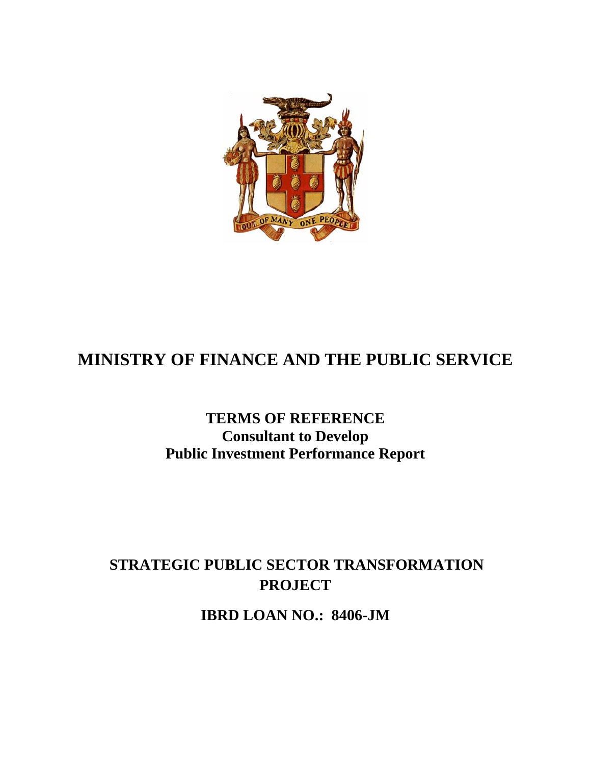# MINISTRY OF FINANCE AND THE PUBLIC SERVICE

## TERMS OF REFERENCE
## Consultant to Develop
## Public Investment Performance Report

## STRATEGIC PUBLIC SECTOR TRANSFORMATION PROJECT

## IBRD LOAN NO.: 8406-JM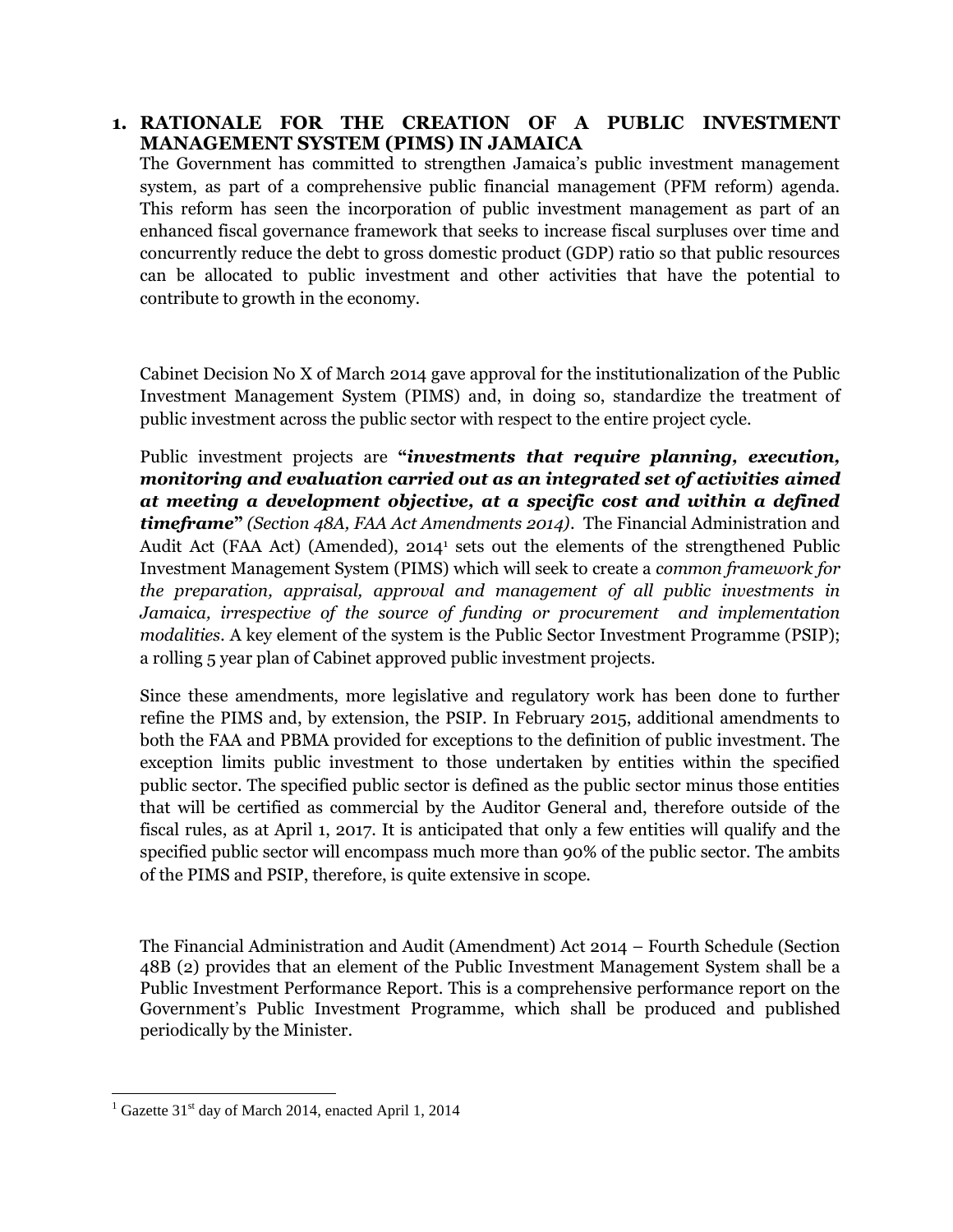## 1. RATIONALE FOR THE CREATION OF A PUBLIC INVESTMENT MANAGEMENT SYSTEM (PIMS) IN JAMAICA

The Government has committed to strengthen Jamaica's public investment management system, as part of a comprehensive public financial management (PFM reform) agenda. This reform has seen the incorporation of public investment management as part of an enhanced fiscal governance framework that seeks to increase fiscal surpluses over time and concurrently reduce the debt to gross domestic product (GDP) ratio so that public resources can be allocated to public investment and other activities that have the potential to contribute to growth in the economy.

Cabinet Decision No X of March 2014 gave approval for the institutionalization of the Public Investment Management System (PIMS) and, in doing so, standardize the treatment of public investment across the public sector with respect to the entire project cycle.

Public investment projects are **"*investments that require planning, execution, monitoring and evaluation carried out as an integrated set of activities aimed at meeting a development objective, at a specific cost and within a defined timeframe*"** *(Section 48A, FAA Act Amendments 2014)*. The Financial Administration and Audit Act (FAA Act) (Amended), 2014[1] sets out the elements of the strengthened Public Investment Management System (PIMS) which will seek to create a *common framework for the preparation, appraisal, approval and management of all public investments in Jamaica, irrespective of the source of funding or procurement and implementation modalities*. A key element of the system is the Public Sector Investment Programme (PSIP); a rolling 5 year plan of Cabinet approved public investment projects.

Since these amendments, more legislative and regulatory work has been done to further refine the PIMS and, by extension, the PSIP. In February 2015, additional amendments to both the FAA and PBMA provided for exceptions to the definition of public investment. The exception limits public investment to those undertaken by entities within the specified public sector. The specified public sector is defined as the public sector minus those entities that will be certified as commercial by the Auditor General and, therefore outside of the fiscal rules, as at April 1, 2017. It is anticipated that only a few entities will qualify and the specified public sector will encompass much more than 90% of the public sector. The ambits of the PIMS and PSIP, therefore, is quite extensive in scope.

The Financial Administration and Audit (Amendment) Act 2014 – Fourth Schedule (Section 48B (2) provides that an element of the Public Investment Management System shall be a Public Investment Performance Report. This is a comprehensive performance report on the Government's Public Investment Programme, which shall be produced and published periodically by the Minister.

[1] Gazette 31st day of March 2014, enacted April 1, 2014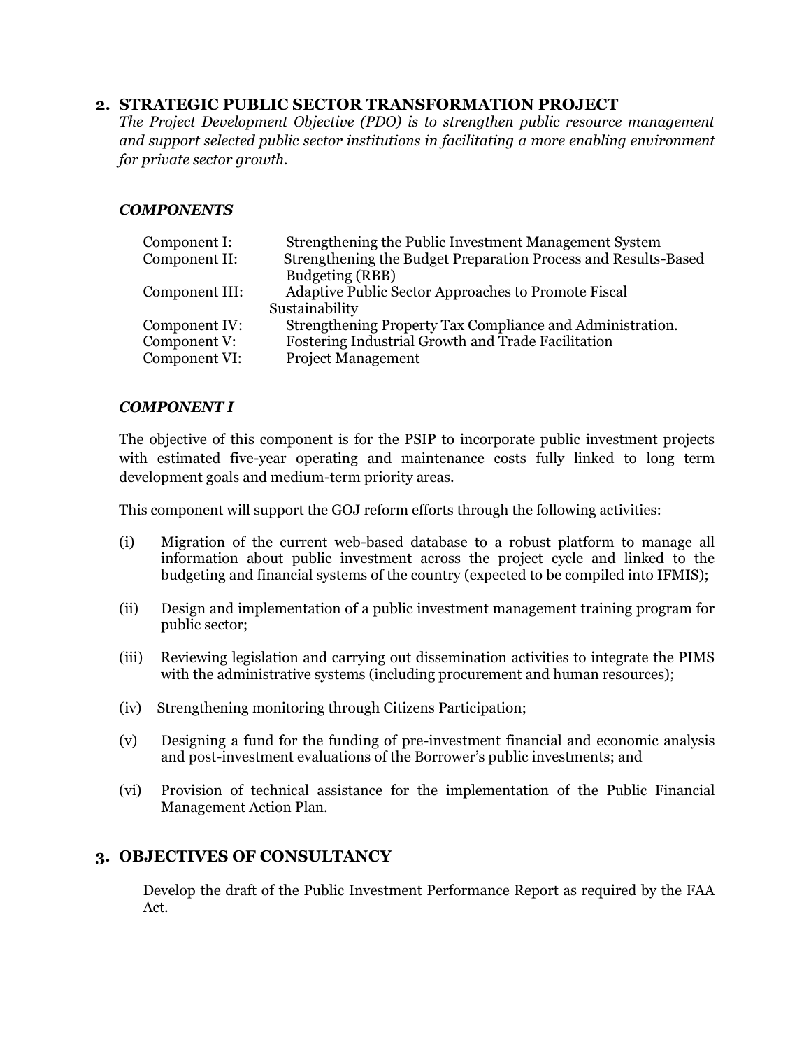## 2. STRATEGIC PUBLIC SECTOR TRANSFORMATION PROJECT

*The Project Development Objective (PDO) is to strengthen public resource management and support selected public sector institutions in facilitating a more enabling environment for private sector growth.*

### *COMPONENTS*

| | |
|---|---|
| Component I: | Strengthening the Public Investment Management System |
| Component II: | Strengthening the Budget Preparation Process and Results-Based Budgeting (RBB) |
| Component III: | Adaptive Public Sector Approaches to Promote Fiscal Sustainability |
| Component IV: | Strengthening Property Tax Compliance and Administration. |
| Component V: | Fostering Industrial Growth and Trade Facilitation |
| Component VI: | Project Management |

### *COMPONENT I*

The objective of this component is for the PSIP to incorporate public investment projects with estimated five-year operating and maintenance costs fully linked to long term development goals and medium-term priority areas.

This component will support the GOJ reform efforts through the following activities:

(i) Migration of the current web-based database to a robust platform to manage all information about public investment across the project cycle and linked to the budgeting and financial systems of the country (expected to be compiled into IFMIS);

(ii) Design and implementation of a public investment management training program for public sector;

(iii) Reviewing legislation and carrying out dissemination activities to integrate the PIMS with the administrative systems (including procurement and human resources);

(iv) Strengthening monitoring through Citizens Participation;

(v) Designing a fund for the funding of pre-investment financial and economic analysis and post-investment evaluations of the Borrower's public investments; and

(vi) Provision of technical assistance for the implementation of the Public Financial Management Action Plan.

## 3. OBJECTIVES OF CONSULTANCY

Develop the draft of the Public Investment Performance Report as required by the FAA Act.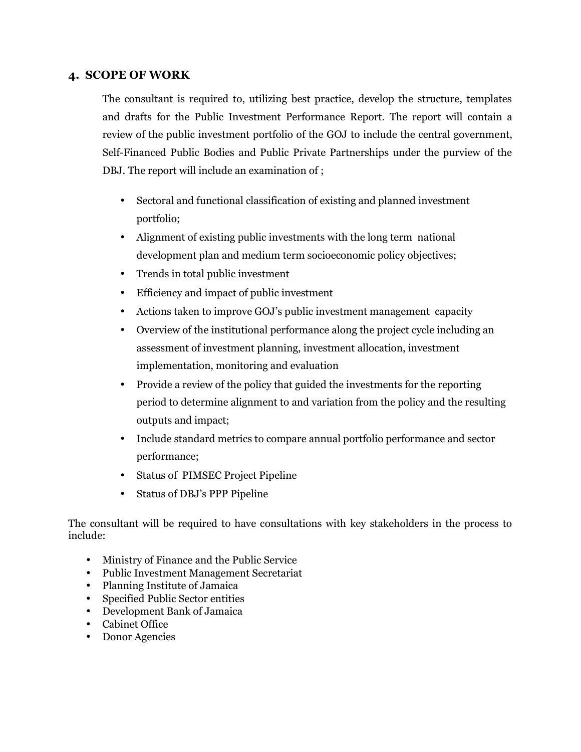## 4. SCOPE OF WORK

The consultant is required to, utilizing best practice, develop the structure, templates and drafts for the Public Investment Performance Report. The report will contain a review of the public investment portfolio of the GOJ to include the central government, Self-Financed Public Bodies and Public Private Partnerships under the purview of the DBJ. The report will include an examination of ;

- Sectoral and functional classification of existing and planned investment portfolio;
- Alignment of existing public investments with the long term national development plan and medium term socioeconomic policy objectives;
- Trends in total public investment
- Efficiency and impact of public investment
- Actions taken to improve GOJ's public investment management capacity
- Overview of the institutional performance along the project cycle including an assessment of investment planning, investment allocation, investment implementation, monitoring and evaluation
- Provide a review of the policy that guided the investments for the reporting period to determine alignment to and variation from the policy and the resulting outputs and impact;
- Include standard metrics to compare annual portfolio performance and sector performance;
- Status of PIMSEC Project Pipeline
- Status of DBJ's PPP Pipeline

The consultant will be required to have consultations with key stakeholders in the process to include:

- Ministry of Finance and the Public Service
- Public Investment Management Secretariat
- Planning Institute of Jamaica
- Specified Public Sector entities
- Development Bank of Jamaica
- Cabinet Office
- Donor Agencies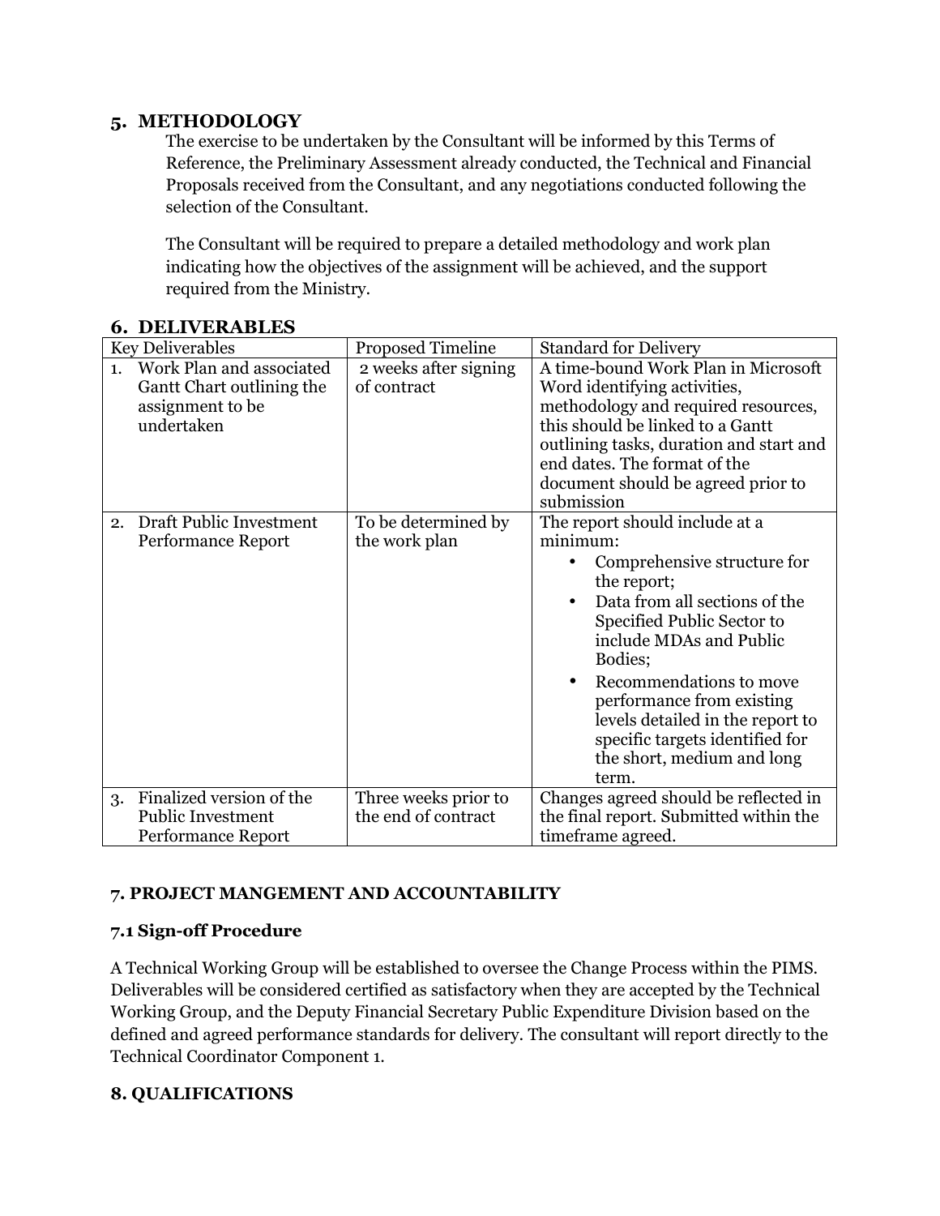## 5. METHODOLOGY

The exercise to be undertaken by the Consultant will be informed by this Terms of Reference, the Preliminary Assessment already conducted, the Technical and Financial Proposals received from the Consultant, and any negotiations conducted following the selection of the Consultant.

The Consultant will be required to prepare a detailed methodology and work plan indicating how the objectives of the assignment will be achieved, and the support required from the Ministry.

## 6. DELIVERABLES

| Key Deliverables | Proposed Timeline | Standard for Delivery |
|---|---|---|
| 1. Work Plan and associated Gantt Chart outlining the assignment to be undertaken | 2 weeks after signing of contract | A time-bound Work Plan in Microsoft Word identifying activities, methodology and required resources, this should be linked to a Gantt outlining tasks, duration and start and end dates. The format of the document should be agreed prior to submission |
| 2. Draft Public Investment Performance Report | To be determined by the work plan | The report should include at a minimum:<br>• Comprehensive structure for the report;<br>• Data from all sections of the Specified Public Sector to include MDAs and Public Bodies;<br>• Recommendations to move performance from existing levels detailed in the report to specific targets identified for the short, medium and long term. |
| 3. Finalized version of the Public Investment Performance Report | Three weeks prior to the end of contract | Changes agreed should be reflected in the final report. Submitted within the timeframe agreed. |

## 7. PROJECT MANGEMENT AND ACCOUNTABILITY

### 7.1 Sign-off Procedure

A Technical Working Group will be established to oversee the Change Process within the PIMS. Deliverables will be considered certified as satisfactory when they are accepted by the Technical Working Group, and the Deputy Financial Secretary Public Expenditure Division based on the defined and agreed performance standards for delivery. The consultant will report directly to the Technical Coordinator Component 1.

## 8. QUALIFICATIONS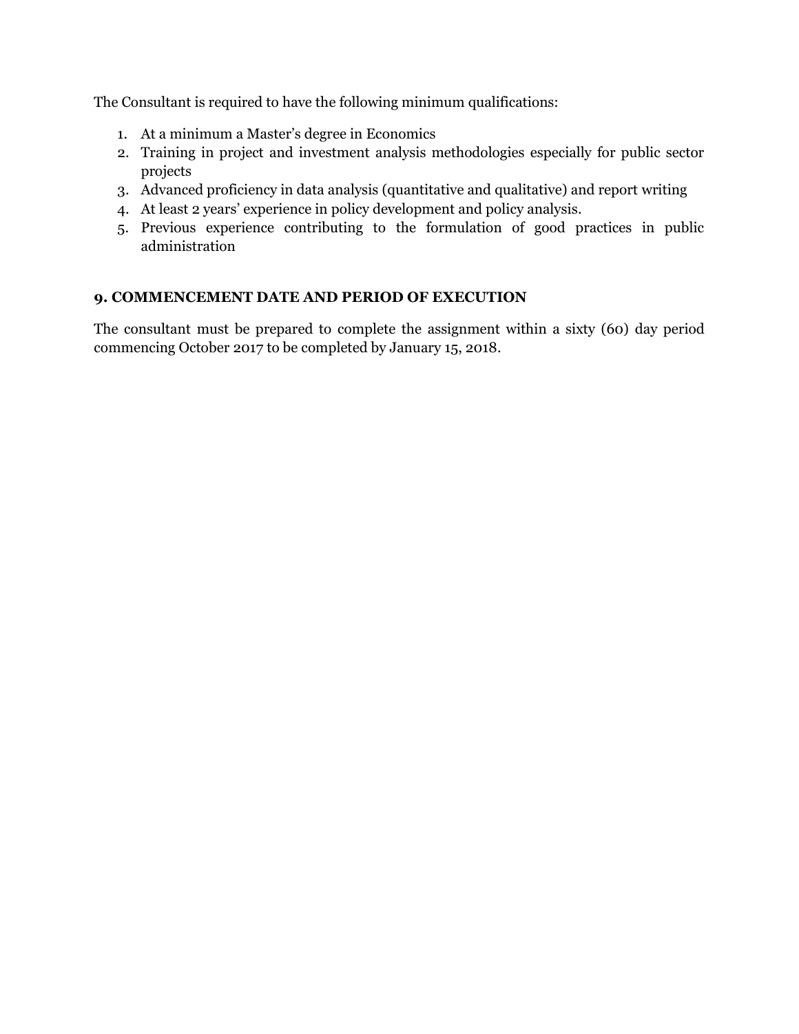The Consultant is required to have the following minimum qualifications:

1. At a minimum a Master's degree in Economics
2. Training in project and investment analysis methodologies especially for public sector projects
3. Advanced proficiency in data analysis (quantitative and qualitative) and report writing
4. At least 2 years' experience in policy development and policy analysis.
5. Previous experience contributing to the formulation of good practices in public administration

## 9. COMMENCEMENT DATE AND PERIOD OF EXECUTION

The consultant must be prepared to complete the assignment within a sixty (60) day period commencing October 2017 to be completed by January 15, 2018.